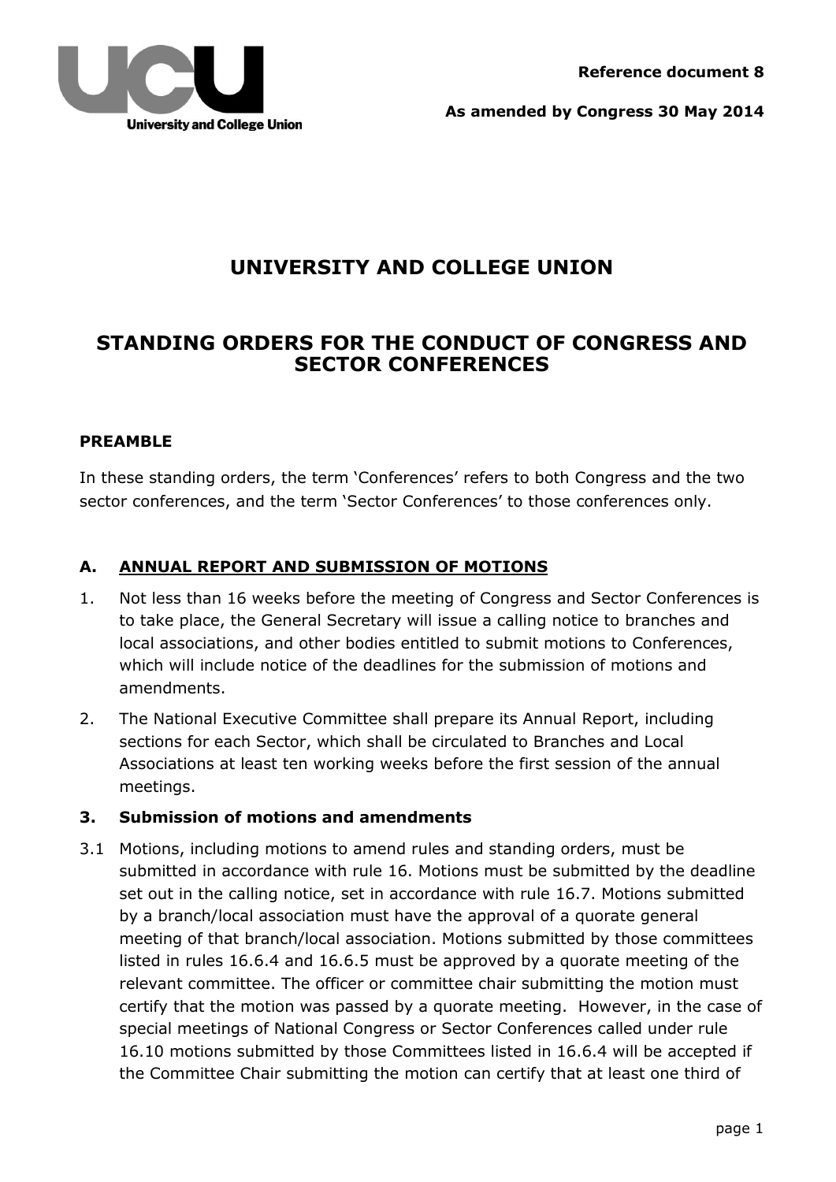**Reference document 8**

**As amended by Congress 30 May 2014**

# UNIVERSITY AND COLLEGE UNION

# STANDING ORDERS FOR THE CONDUCT OF CONGRESS AND SECTOR CONFERENCES

**PREAMBLE**

In these standing orders, the term 'Conferences' refers to both Congress and the two sector conferences, and the term 'Sector Conferences' to those conferences only.

## A. ANNUAL REPORT AND SUBMISSION OF MOTIONS

1. Not less than 16 weeks before the meeting of Congress and Sector Conferences is to take place, the General Secretary will issue a calling notice to branches and local associations, and other bodies entitled to submit motions to Conferences, which will include notice of the deadlines for the submission of motions and amendments.

2. The National Executive Committee shall prepare its Annual Report, including sections for each Sector, which shall be circulated to Branches and Local Associations at least ten working weeks before the first session of the annual meetings.

### 3. Submission of motions and amendments

3.1 Motions, including motions to amend rules and standing orders, must be submitted in accordance with rule 16. Motions must be submitted by the deadline set out in the calling notice, set in accordance with rule 16.7. Motions submitted by a branch/local association must have the approval of a quorate general meeting of that branch/local association. Motions submitted by those committees listed in rules 16.6.4 and 16.6.5 must be approved by a quorate meeting of the relevant committee. The officer or committee chair submitting the motion must certify that the motion was passed by a quorate meeting. However, in the case of special meetings of National Congress or Sector Conferences called under rule 16.10 motions submitted by those Committees listed in 16.6.4 will be accepted if the Committee Chair submitting the motion can certify that at least one third of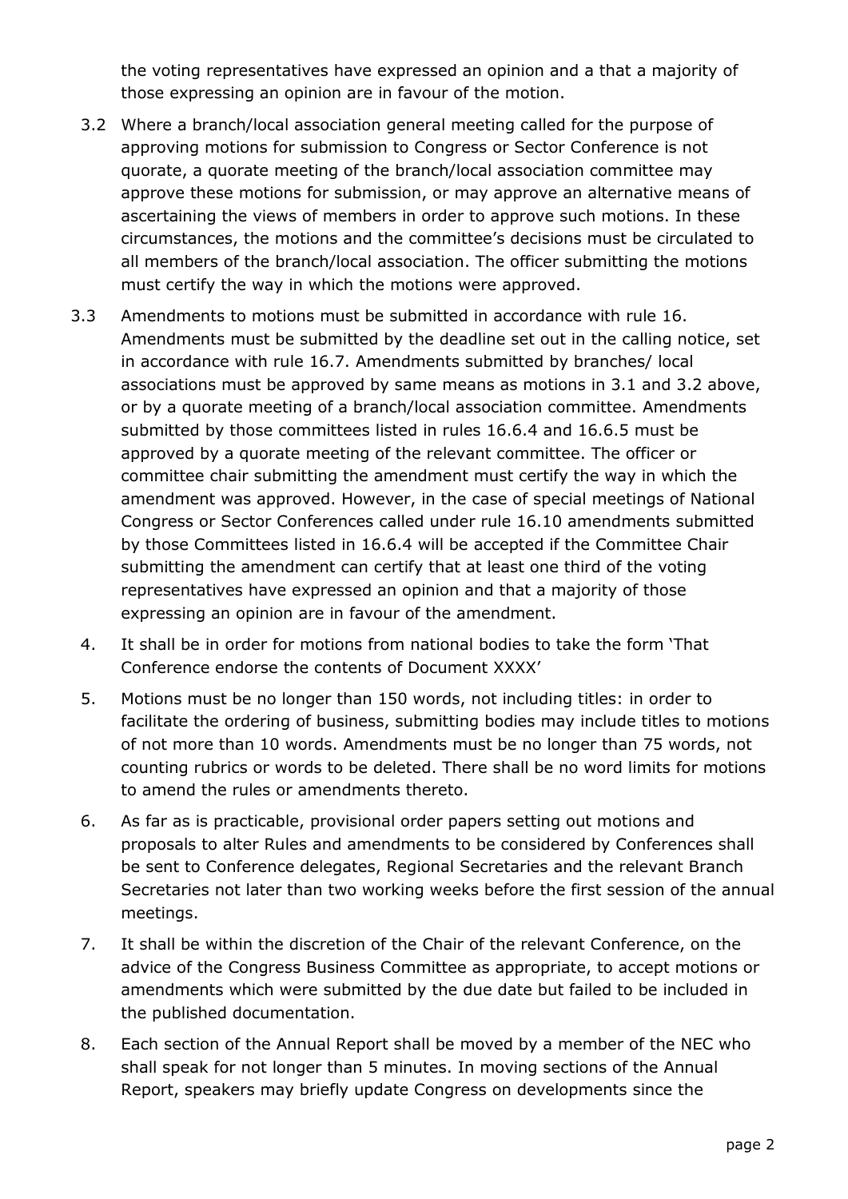the voting representatives have expressed an opinion and a that a majority of those expressing an opinion are in favour of the motion.

3.2 Where a branch/local association general meeting called for the purpose of approving motions for submission to Congress or Sector Conference is not quorate, a quorate meeting of the branch/local association committee may approve these motions for submission, or may approve an alternative means of ascertaining the views of members in order to approve such motions. In these circumstances, the motions and the committee's decisions must be circulated to all members of the branch/local association. The officer submitting the motions must certify the way in which the motions were approved.

3.3 Amendments to motions must be submitted in accordance with rule 16. Amendments must be submitted by the deadline set out in the calling notice, set in accordance with rule 16.7. Amendments submitted by branches/ local associations must be approved by same means as motions in 3.1 and 3.2 above, or by a quorate meeting of a branch/local association committee. Amendments submitted by those committees listed in rules 16.6.4 and 16.6.5 must be approved by a quorate meeting of the relevant committee. The officer or committee chair submitting the amendment must certify the way in which the amendment was approved. However, in the case of special meetings of National Congress or Sector Conferences called under rule 16.10 amendments submitted by those Committees listed in 16.6.4 will be accepted if the Committee Chair submitting the amendment can certify that at least one third of the voting representatives have expressed an opinion and that a majority of those expressing an opinion are in favour of the amendment.

4. It shall be in order for motions from national bodies to take the form 'That Conference endorse the contents of Document XXXX'

5. Motions must be no longer than 150 words, not including titles: in order to facilitate the ordering of business, submitting bodies may include titles to motions of not more than 10 words. Amendments must be no longer than 75 words, not counting rubrics or words to be deleted. There shall be no word limits for motions to amend the rules or amendments thereto.

6. As far as is practicable, provisional order papers setting out motions and proposals to alter Rules and amendments to be considered by Conferences shall be sent to Conference delegates, Regional Secretaries and the relevant Branch Secretaries not later than two working weeks before the first session of the annual meetings.

7. It shall be within the discretion of the Chair of the relevant Conference, on the advice of the Congress Business Committee as appropriate, to accept motions or amendments which were submitted by the due date but failed to be included in the published documentation.

8. Each section of the Annual Report shall be moved by a member of the NEC who shall speak for not longer than 5 minutes. In moving sections of the Annual Report, speakers may briefly update Congress on developments since the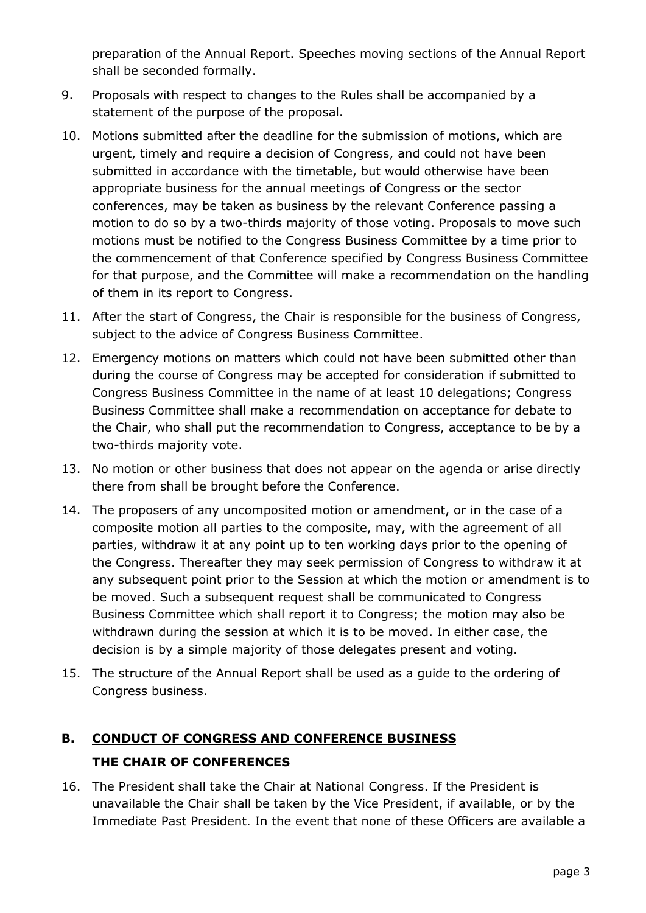preparation of the Annual Report. Speeches moving sections of the Annual Report shall be seconded formally.

9. Proposals with respect to changes to the Rules shall be accompanied by a statement of the purpose of the proposal.

10. Motions submitted after the deadline for the submission of motions, which are urgent, timely and require a decision of Congress, and could not have been submitted in accordance with the timetable, but would otherwise have been appropriate business for the annual meetings of Congress or the sector conferences, may be taken as business by the relevant Conference passing a motion to do so by a two-thirds majority of those voting. Proposals to move such motions must be notified to the Congress Business Committee by a time prior to the commencement of that Conference specified by Congress Business Committee for that purpose, and the Committee will make a recommendation on the handling of them in its report to Congress.

11. After the start of Congress, the Chair is responsible for the business of Congress, subject to the advice of Congress Business Committee.

12. Emergency motions on matters which could not have been submitted other than during the course of Congress may be accepted for consideration if submitted to Congress Business Committee in the name of at least 10 delegations; Congress Business Committee shall make a recommendation on acceptance for debate to the Chair, who shall put the recommendation to Congress, acceptance to be by a two-thirds majority vote.

13. No motion or other business that does not appear on the agenda or arise directly there from shall be brought before the Conference.

14. The proposers of any uncomposited motion or amendment, or in the case of a composite motion all parties to the composite, may, with the agreement of all parties, withdraw it at any point up to ten working days prior to the opening of the Congress. Thereafter they may seek permission of Congress to withdraw it at any subsequent point prior to the Session at which the motion or amendment is to be moved. Such a subsequent request shall be communicated to Congress Business Committee which shall report it to Congress; the motion may also be withdrawn during the session at which it is to be moved. In either case, the decision is by a simple majority of those delegates present and voting.

15. The structure of the Annual Report shall be used as a guide to the ordering of Congress business.

## B. CONDUCT OF CONGRESS AND CONFERENCE BUSINESS

### THE CHAIR OF CONFERENCES

16. The President shall take the Chair at National Congress. If the President is unavailable the Chair shall be taken by the Vice President, if available, or by the Immediate Past President. In the event that none of these Officers are available a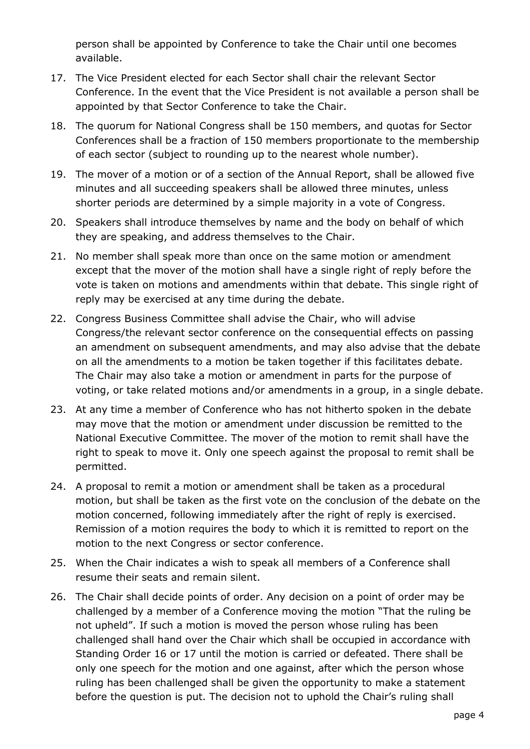person shall be appointed by Conference to take the Chair until one becomes available.

17. The Vice President elected for each Sector shall chair the relevant Sector Conference. In the event that the Vice President is not available a person shall be appointed by that Sector Conference to take the Chair.

18. The quorum for National Congress shall be 150 members, and quotas for Sector Conferences shall be a fraction of 150 members proportionate to the membership of each sector (subject to rounding up to the nearest whole number).

19. The mover of a motion or of a section of the Annual Report, shall be allowed five minutes and all succeeding speakers shall be allowed three minutes, unless shorter periods are determined by a simple majority in a vote of Congress.

20. Speakers shall introduce themselves by name and the body on behalf of which they are speaking, and address themselves to the Chair.

21. No member shall speak more than once on the same motion or amendment except that the mover of the motion shall have a single right of reply before the vote is taken on motions and amendments within that debate. This single right of reply may be exercised at any time during the debate.

22. Congress Business Committee shall advise the Chair, who will advise Congress/the relevant sector conference on the consequential effects on passing an amendment on subsequent amendments, and may also advise that the debate on all the amendments to a motion be taken together if this facilitates debate. The Chair may also take a motion or amendment in parts for the purpose of voting, or take related motions and/or amendments in a group, in a single debate.

23. At any time a member of Conference who has not hitherto spoken in the debate may move that the motion or amendment under discussion be remitted to the National Executive Committee. The mover of the motion to remit shall have the right to speak to move it. Only one speech against the proposal to remit shall be permitted.

24. A proposal to remit a motion or amendment shall be taken as a procedural motion, but shall be taken as the first vote on the conclusion of the debate on the motion concerned, following immediately after the right of reply is exercised. Remission of a motion requires the body to which it is remitted to report on the motion to the next Congress or sector conference.

25. When the Chair indicates a wish to speak all members of a Conference shall resume their seats and remain silent.

26. The Chair shall decide points of order. Any decision on a point of order may be challenged by a member of a Conference moving the motion "That the ruling be not upheld". If such a motion is moved the person whose ruling has been challenged shall hand over the Chair which shall be occupied in accordance with Standing Order 16 or 17 until the motion is carried or defeated. There shall be only one speech for the motion and one against, after which the person whose ruling has been challenged shall be given the opportunity to make a statement before the question is put. The decision not to uphold the Chair's ruling shall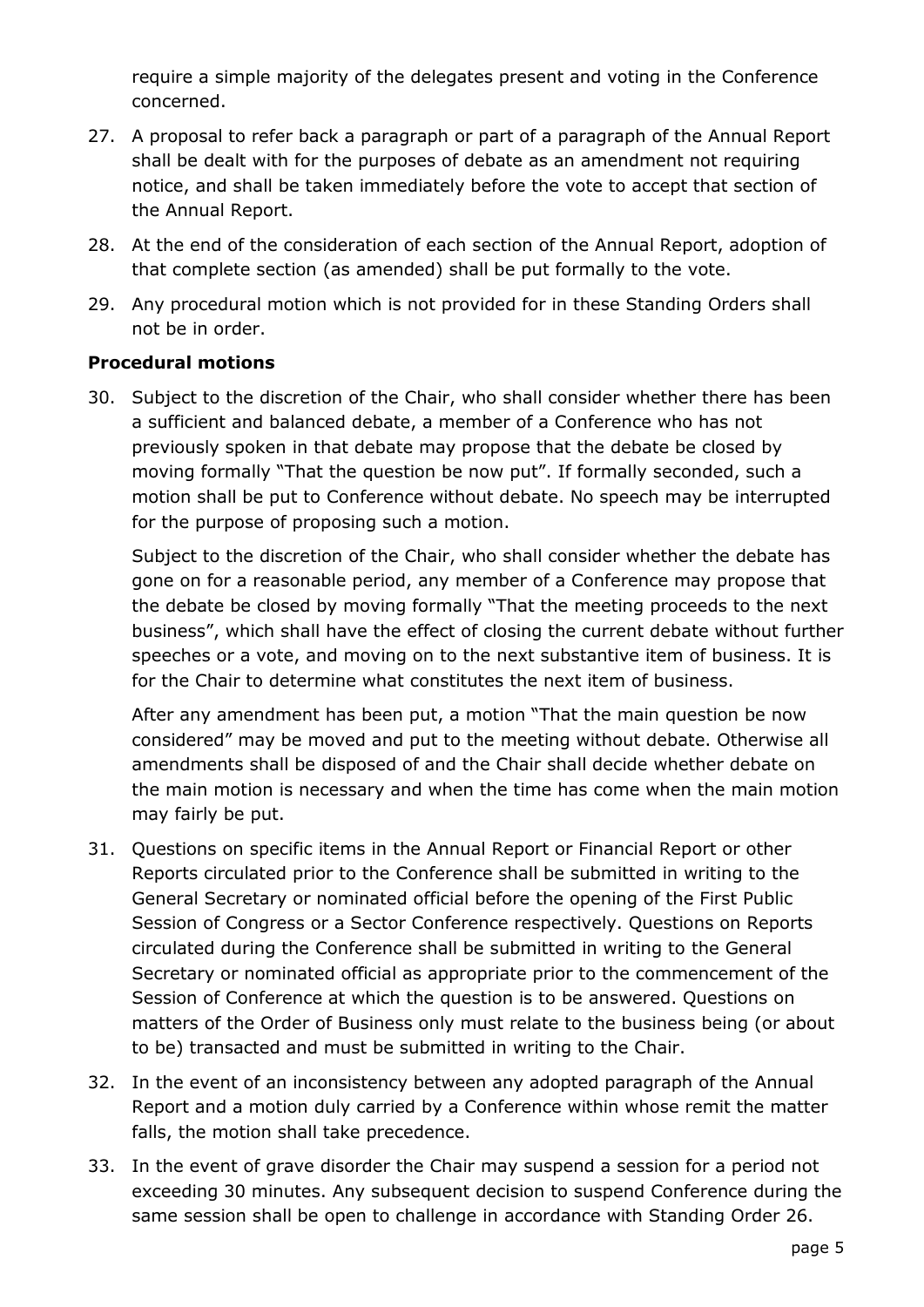require a simple majority of the delegates present and voting in the Conference concerned.

27. A proposal to refer back a paragraph or part of a paragraph of the Annual Report shall be dealt with for the purposes of debate as an amendment not requiring notice, and shall be taken immediately before the vote to accept that section of the Annual Report.

28. At the end of the consideration of each section of the Annual Report, adoption of that complete section (as amended) shall be put formally to the vote.

29. Any procedural motion which is not provided for in these Standing Orders shall not be in order.

**Procedural motions**

30. Subject to the discretion of the Chair, who shall consider whether there has been a sufficient and balanced debate, a member of a Conference who has not previously spoken in that debate may propose that the debate be closed by moving formally "That the question be now put". If formally seconded, such a motion shall be put to Conference without debate. No speech may be interrupted for the purpose of proposing such a motion.

    Subject to the discretion of the Chair, who shall consider whether the debate has gone on for a reasonable period, any member of a Conference may propose that the debate be closed by moving formally "That the meeting proceeds to the next business", which shall have the effect of closing the current debate without further speeches or a vote, and moving on to the next substantive item of business. It is for the Chair to determine what constitutes the next item of business.

    After any amendment has been put, a motion "That the main question be now considered" may be moved and put to the meeting without debate. Otherwise all amendments shall be disposed of and the Chair shall decide whether debate on the main motion is necessary and when the time has come when the main motion may fairly be put.

31. Questions on specific items in the Annual Report or Financial Report or other Reports circulated prior to the Conference shall be submitted in writing to the General Secretary or nominated official before the opening of the First Public Session of Congress or a Sector Conference respectively. Questions on Reports circulated during the Conference shall be submitted in writing to the General Secretary or nominated official as appropriate prior to the commencement of the Session of Conference at which the question is to be answered. Questions on matters of the Order of Business only must relate to the business being (or about to be) transacted and must be submitted in writing to the Chair.

32. In the event of an inconsistency between any adopted paragraph of the Annual Report and a motion duly carried by a Conference within whose remit the matter falls, the motion shall take precedence.

33. In the event of grave disorder the Chair may suspend a session for a period not exceeding 30 minutes. Any subsequent decision to suspend Conference during the same session shall be open to challenge in accordance with Standing Order 26.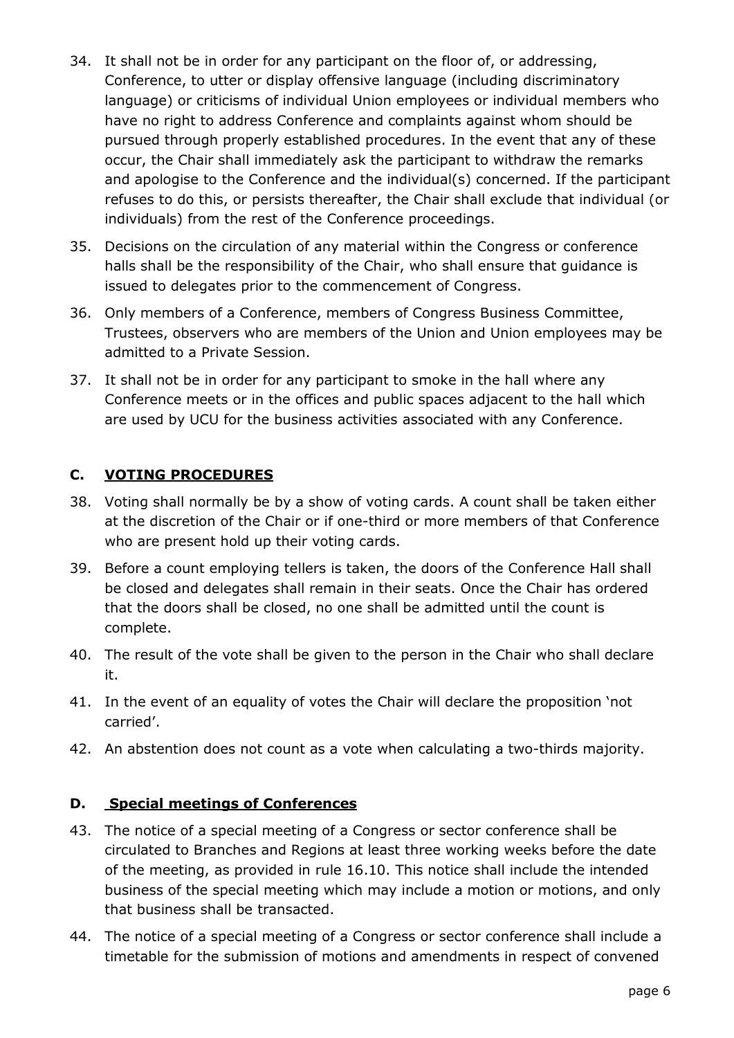34. It shall not be in order for any participant on the floor of, or addressing, Conference, to utter or display offensive language (including discriminatory language) or criticisms of individual Union employees or individual members who have no right to address Conference and complaints against whom should be pursued through properly established procedures. In the event that any of these occur, the Chair shall immediately ask the participant to withdraw the remarks and apologise to the Conference and the individual(s) concerned. If the participant refuses to do this, or persists thereafter, the Chair shall exclude that individual (or individuals) from the rest of the Conference proceedings.

35. Decisions on the circulation of any material within the Congress or conference halls shall be the responsibility of the Chair, who shall ensure that guidance is issued to delegates prior to the commencement of Congress.

36. Only members of a Conference, members of Congress Business Committee, Trustees, observers who are members of the Union and Union employees may be admitted to a Private Session.

37. It shall not be in order for any participant to smoke in the hall where any Conference meets or in the offices and public spaces adjacent to the hall which are used by UCU for the business activities associated with any Conference.

## C. VOTING PROCEDURES

38. Voting shall normally be by a show of voting cards. A count shall be taken either at the discretion of the Chair or if one-third or more members of that Conference who are present hold up their voting cards.

39. Before a count employing tellers is taken, the doors of the Conference Hall shall be closed and delegates shall remain in their seats. Once the Chair has ordered that the doors shall be closed, no one shall be admitted until the count is complete.

40. The result of the vote shall be given to the person in the Chair who shall declare it.

41. In the event of an equality of votes the Chair will declare the proposition 'not carried'.

42. An abstention does not count as a vote when calculating a two-thirds majority.

## D. Special meetings of Conferences

43. The notice of a special meeting of a Congress or sector conference shall be circulated to Branches and Regions at least three working weeks before the date of the meeting, as provided in rule 16.10. This notice shall include the intended business of the special meeting which may include a motion or motions, and only that business shall be transacted.

44. The notice of a special meeting of a Congress or sector conference shall include a timetable for the submission of motions and amendments in respect of convened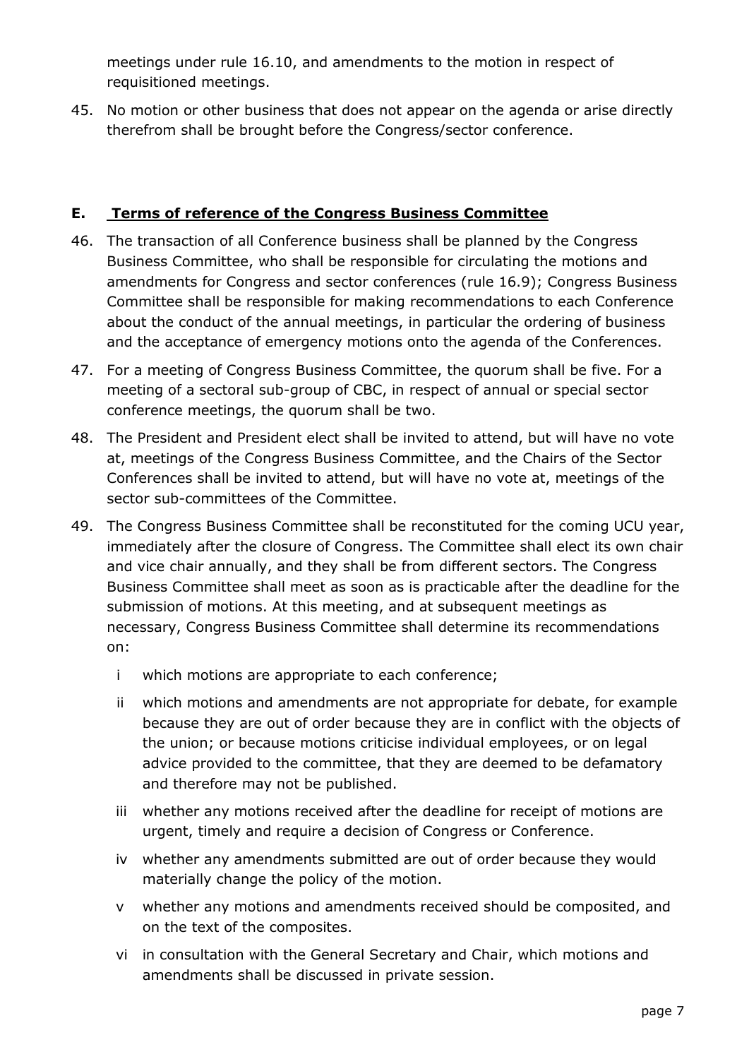meetings under rule 16.10, and amendments to the motion in respect of requisitioned meetings.

45. No motion or other business that does not appear on the agenda or arise directly therefrom shall be brought before the Congress/sector conference.

## E. Terms of reference of the Congress Business Committee

46. The transaction of all Conference business shall be planned by the Congress Business Committee, who shall be responsible for circulating the motions and amendments for Congress and sector conferences (rule 16.9); Congress Business Committee shall be responsible for making recommendations to each Conference about the conduct of the annual meetings, in particular the ordering of business and the acceptance of emergency motions onto the agenda of the Conferences.

47. For a meeting of Congress Business Committee, the quorum shall be five. For a meeting of a sectoral sub-group of CBC, in respect of annual or special sector conference meetings, the quorum shall be two.

48. The President and President elect shall be invited to attend, but will have no vote at, meetings of the Congress Business Committee, and the Chairs of the Sector Conferences shall be invited to attend, but will have no vote at, meetings of the sector sub-committees of the Committee.

49. The Congress Business Committee shall be reconstituted for the coming UCU year, immediately after the closure of Congress. The Committee shall elect its own chair and vice chair annually, and they shall be from different sectors. The Congress Business Committee shall meet as soon as is practicable after the deadline for the submission of motions. At this meeting, and at subsequent meetings as necessary, Congress Business Committee shall determine its recommendations on:

    i which motions are appropriate to each conference;

    ii which motions and amendments are not appropriate for debate, for example because they are out of order because they are in conflict with the objects of the union; or because motions criticise individual employees, or on legal advice provided to the committee, that they are deemed to be defamatory and therefore may not be published.

    iii whether any motions received after the deadline for receipt of motions are urgent, timely and require a decision of Congress or Conference.

    iv whether any amendments submitted are out of order because they would materially change the policy of the motion.

    v whether any motions and amendments received should be composited, and on the text of the composites.

    vi in consultation with the General Secretary and Chair, which motions and amendments shall be discussed in private session.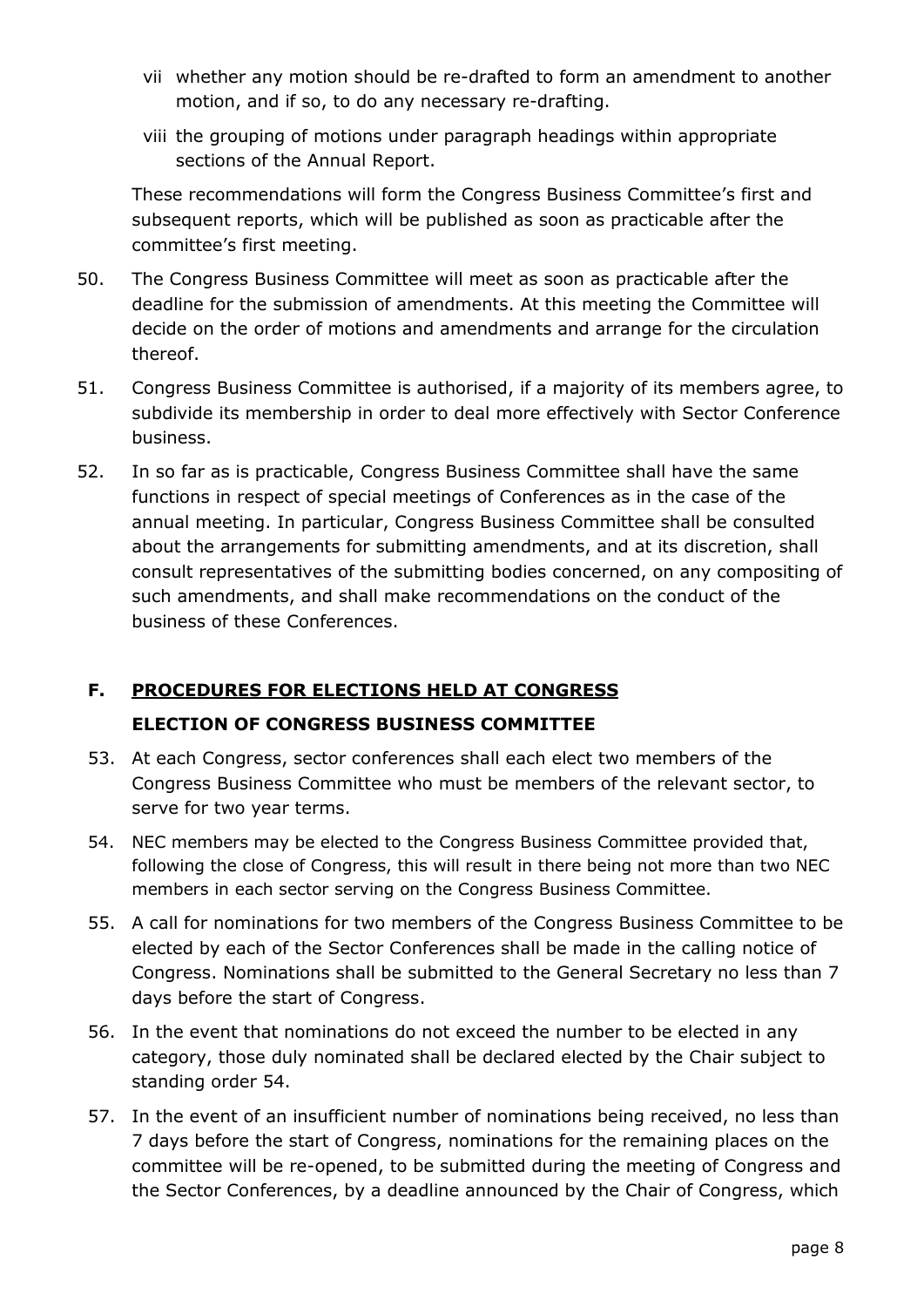vii whether any motion should be re-drafted to form an amendment to another motion, and if so, to do any necessary re-drafting.

viii the grouping of motions under paragraph headings within appropriate sections of the Annual Report.

These recommendations will form the Congress Business Committee's first and subsequent reports, which will be published as soon as practicable after the committee's first meeting.

50. The Congress Business Committee will meet as soon as practicable after the deadline for the submission of amendments. At this meeting the Committee will decide on the order of motions and amendments and arrange for the circulation thereof.

51. Congress Business Committee is authorised, if a majority of its members agree, to subdivide its membership in order to deal more effectively with Sector Conference business.

52. In so far as is practicable, Congress Business Committee shall have the same functions in respect of special meetings of Conferences as in the case of the annual meeting. In particular, Congress Business Committee shall be consulted about the arrangements for submitting amendments, and at its discretion, shall consult representatives of the submitting bodies concerned, on any compositing of such amendments, and shall make recommendations on the conduct of the business of these Conferences.

## F. PROCEDURES FOR ELECTIONS HELD AT CONGRESS

### ELECTION OF CONGRESS BUSINESS COMMITTEE

53. At each Congress, sector conferences shall each elect two members of the Congress Business Committee who must be members of the relevant sector, to serve for two year terms.

54. NEC members may be elected to the Congress Business Committee provided that, following the close of Congress, this will result in there being not more than two NEC members in each sector serving on the Congress Business Committee.

55. A call for nominations for two members of the Congress Business Committee to be elected by each of the Sector Conferences shall be made in the calling notice of Congress. Nominations shall be submitted to the General Secretary no less than 7 days before the start of Congress.

56. In the event that nominations do not exceed the number to be elected in any category, those duly nominated shall be declared elected by the Chair subject to standing order 54.

57. In the event of an insufficient number of nominations being received, no less than 7 days before the start of Congress, nominations for the remaining places on the committee will be re-opened, to be submitted during the meeting of Congress and the Sector Conferences, by a deadline announced by the Chair of Congress, which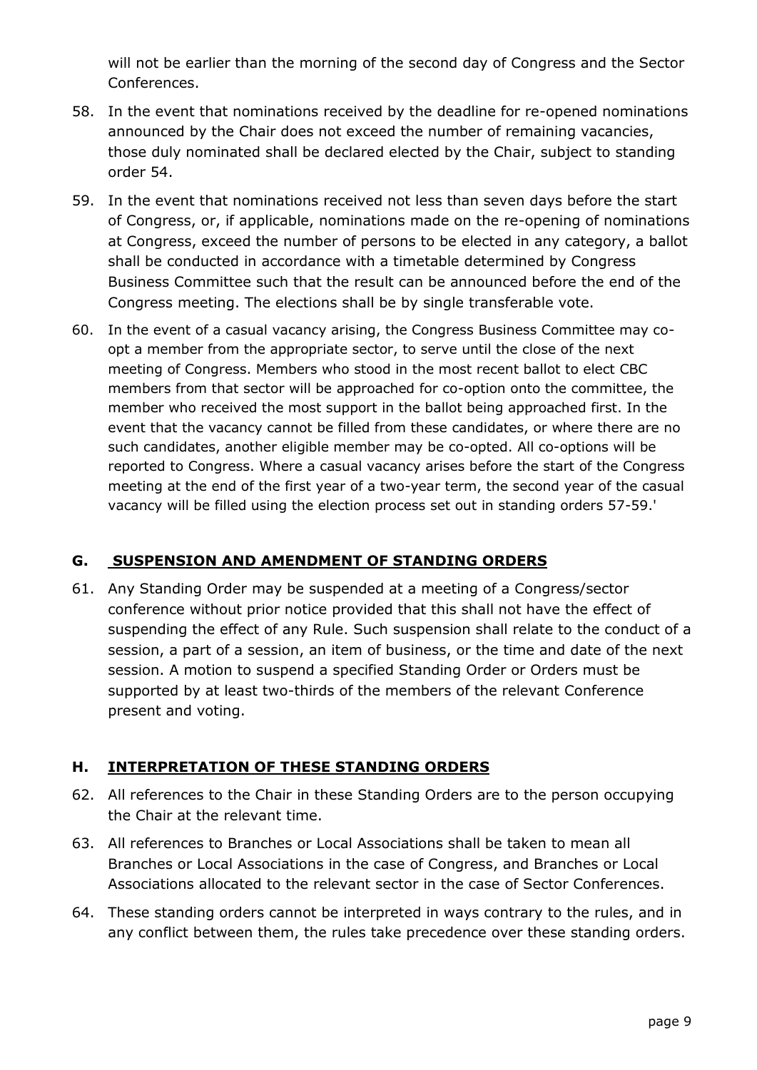will not be earlier than the morning of the second day of Congress and the Sector Conferences.

58. In the event that nominations received by the deadline for re-opened nominations announced by the Chair does not exceed the number of remaining vacancies, those duly nominated shall be declared elected by the Chair, subject to standing order 54.

59. In the event that nominations received not less than seven days before the start of Congress, or, if applicable, nominations made on the re-opening of nominations at Congress, exceed the number of persons to be elected in any category, a ballot shall be conducted in accordance with a timetable determined by Congress Business Committee such that the result can be announced before the end of the Congress meeting. The elections shall be by single transferable vote.

60. In the event of a casual vacancy arising, the Congress Business Committee may co-opt a member from the appropriate sector, to serve until the close of the next meeting of Congress. Members who stood in the most recent ballot to elect CBC members from that sector will be approached for co-option onto the committee, the member who received the most support in the ballot being approached first. In the event that the vacancy cannot be filled from these candidates, or where there are no such candidates, another eligible member may be co-opted. All co-options will be reported to Congress. Where a casual vacancy arises before the start of the Congress meeting at the end of the first year of a two-year term, the second year of the casual vacancy will be filled using the election process set out in standing orders 57-59.'

## G. SUSPENSION AND AMENDMENT OF STANDING ORDERS

61. Any Standing Order may be suspended at a meeting of a Congress/sector conference without prior notice provided that this shall not have the effect of suspending the effect of any Rule. Such suspension shall relate to the conduct of a session, a part of a session, an item of business, or the time and date of the next session. A motion to suspend a specified Standing Order or Orders must be supported by at least two-thirds of the members of the relevant Conference present and voting.

## H. INTERPRETATION OF THESE STANDING ORDERS

62. All references to the Chair in these Standing Orders are to the person occupying the Chair at the relevant time.

63. All references to Branches or Local Associations shall be taken to mean all Branches or Local Associations in the case of Congress, and Branches or Local Associations allocated to the relevant sector in the case of Sector Conferences.

64. These standing orders cannot be interpreted in ways contrary to the rules, and in any conflict between them, the rules take precedence over these standing orders.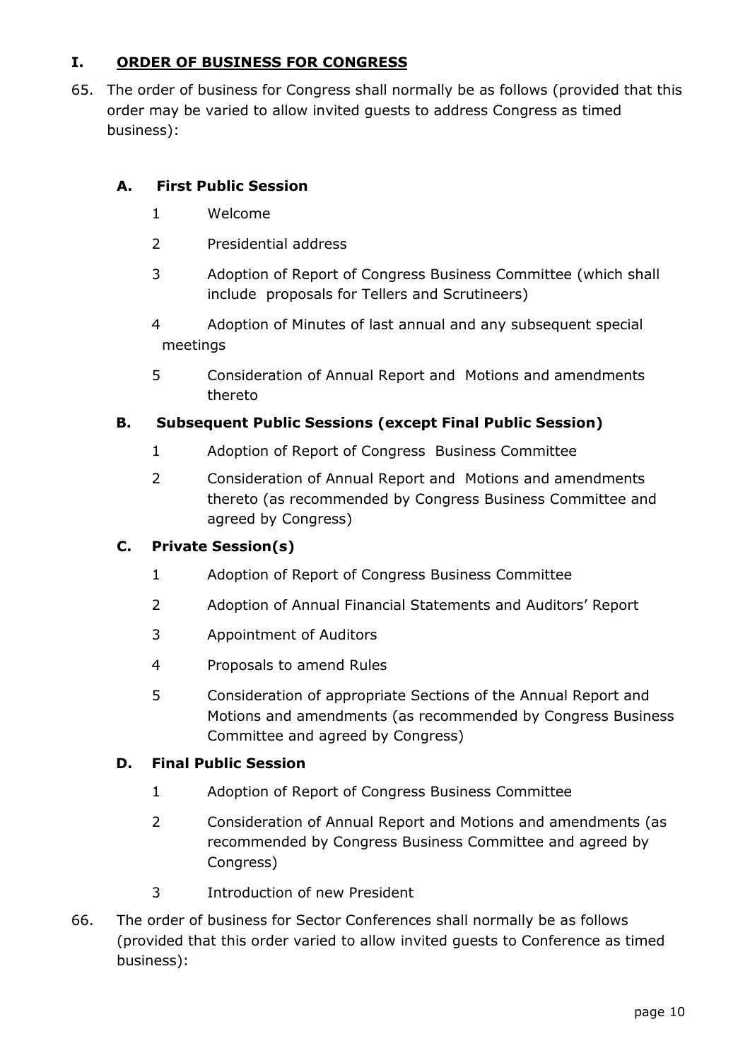## I. ORDER OF BUSINESS FOR CONGRESS

65. The order of business for Congress shall normally be as follows (provided that this order may be varied to allow invited guests to address Congress as timed business):

### A. First Public Session

1. Welcome
2. Presidential address
3. Adoption of Report of Congress Business Committee (which shall include proposals for Tellers and Scrutineers)
4. Adoption of Minutes of last annual and any subsequent special meetings
5. Consideration of Annual Report and Motions and amendments thereto

### B. Subsequent Public Sessions (except Final Public Session)

1. Adoption of Report of Congress Business Committee
2. Consideration of Annual Report and Motions and amendments thereto (as recommended by Congress Business Committee and agreed by Congress)

### C. Private Session(s)

1. Adoption of Report of Congress Business Committee
2. Adoption of Annual Financial Statements and Auditors' Report
3. Appointment of Auditors
4. Proposals to amend Rules
5. Consideration of appropriate Sections of the Annual Report and Motions and amendments (as recommended by Congress Business Committee and agreed by Congress)

### D. Final Public Session

1. Adoption of Report of Congress Business Committee
2. Consideration of Annual Report and Motions and amendments (as recommended by Congress Business Committee and agreed by Congress)
3. Introduction of new President

66. The order of business for Sector Conferences shall normally be as follows (provided that this order varied to allow invited guests to Conference as timed business):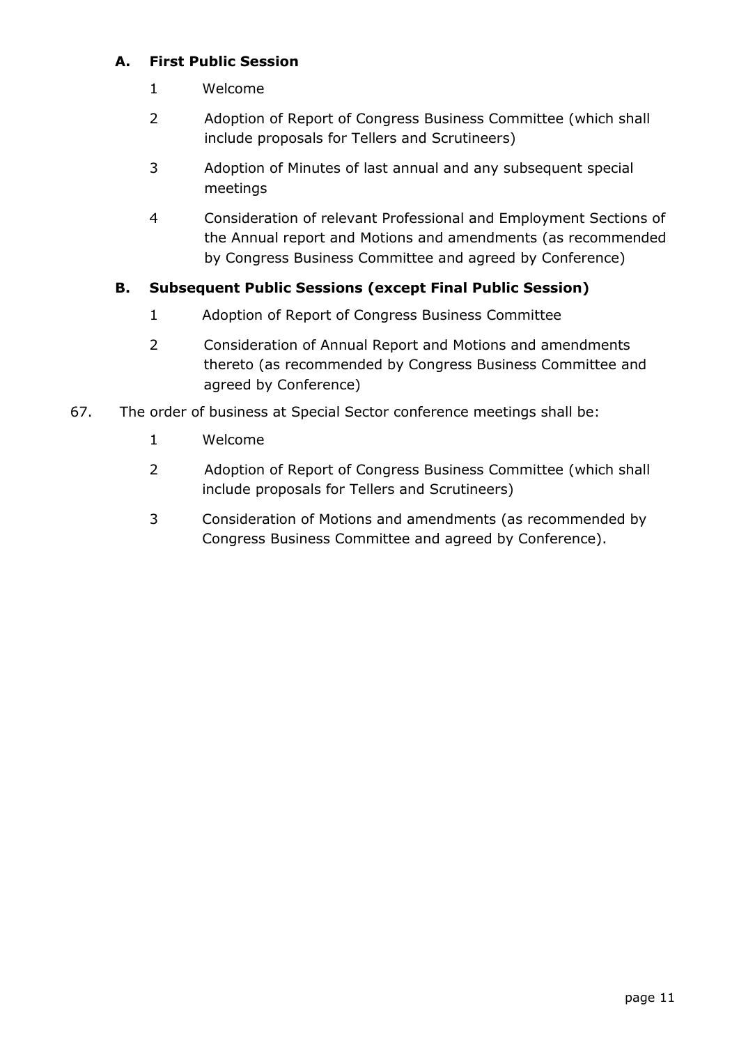**A. First Public Session**

1 Welcome

2 Adoption of Report of Congress Business Committee (which shall include proposals for Tellers and Scrutineers)

3 Adoption of Minutes of last annual and any subsequent special meetings

4 Consideration of relevant Professional and Employment Sections of the Annual report and Motions and amendments (as recommended by Congress Business Committee and agreed by Conference)

**B. Subsequent Public Sessions (except Final Public Session)**

1 Adoption of Report of Congress Business Committee

2 Consideration of Annual Report and Motions and amendments thereto (as recommended by Congress Business Committee and agreed by Conference)

67. The order of business at Special Sector conference meetings shall be:

1 Welcome

2 Adoption of Report of Congress Business Committee (which shall include proposals for Tellers and Scrutineers)

3 Consideration of Motions and amendments (as recommended by Congress Business Committee and agreed by Conference).